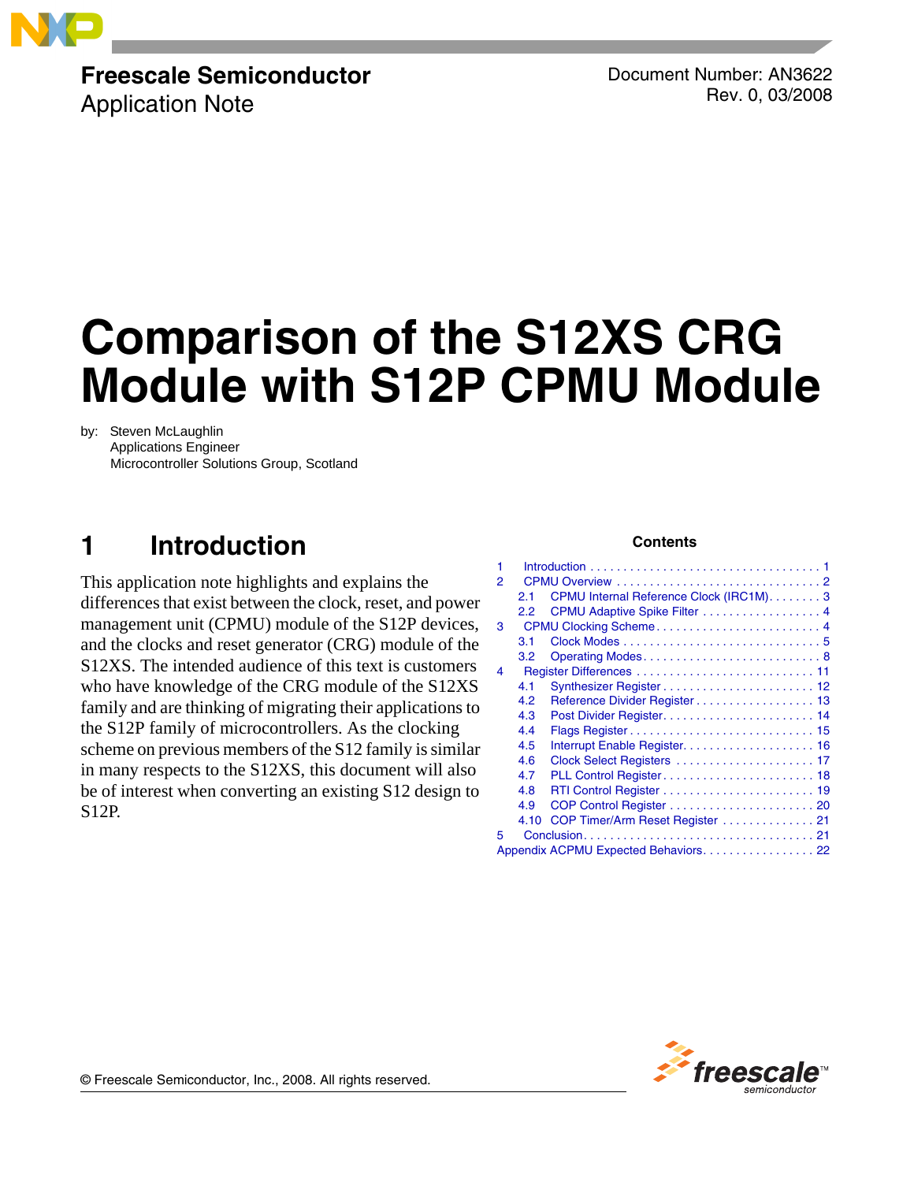Freescale Semiconductor
Application Note

Document Number: AN3622
Rev. 0, 03/2008

# Comparison of the S12XS CRG Module with S12P CPMU Module

by: Steven McLaughlin
Applications Engineer
Microcontroller Solutions Group, Scotland

## 1 Introduction

This application note highlights and explains the differences that exist between the clock, reset, and power management unit (CPMU) module of the S12P devices, and the clocks and reset generator (CRG) module of the S12XS. The intended audience of this text is customers who have knowledge of the CRG module of the S12XS family and are thinking of migrating their applications to the S12P family of microcontrollers. As the clocking scheme on previous members of the S12 family is similar in many respects to the S12XS, this document will also be of interest when converting an existing S12 design to S12P.

**Contents**

1 Introduction . . . . . 1
2 CPMU Overview . . . . . 2
  2.1 CPMU Internal Reference Clock (IRC1M) . . . . . 3
  2.2 CPMU Adaptive Spike Filter . . . . . 4
3 CPMU Clocking Scheme . . . . . 4
  3.1 Clock Modes . . . . . 5
  3.2 Operating Modes . . . . . 8
4 Register Differences . . . . . 11
  4.1 Synthesizer Register . . . . . 12
  4.2 Reference Divider Register . . . . . 13
  4.3 Post Divider Register . . . . . 14
  4.4 Flags Register . . . . . 15
  4.5 Interrupt Enable Register . . . . . 16
  4.6 Clock Select Registers . . . . . 17
  4.7 PLL Control Register . . . . . 18
  4.8 RTI Control Register . . . . . 19
  4.9 COP Control Register . . . . . 20
  4.10 COP Timer/Arm Reset Register . . . . . 21
5 Conclusion . . . . . 21
Appendix ACPMU Expected Behaviors . . . . . 22

© Freescale Semiconductor, Inc., 2008. All rights reserved.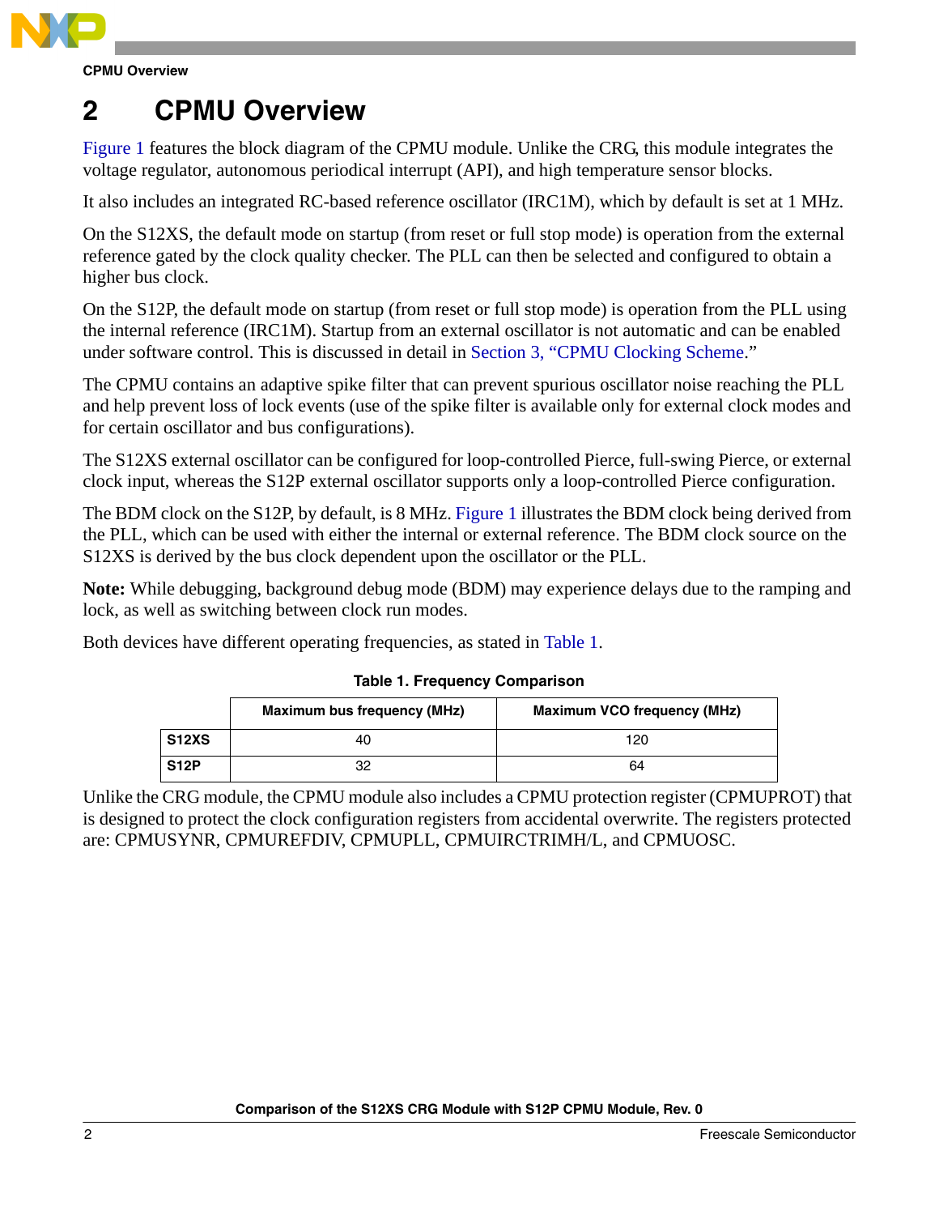# 2 CPMU Overview

Figure 1 features the block diagram of the CPMU module. Unlike the CRG, this module integrates the voltage regulator, autonomous periodical interrupt (API), and high temperature sensor blocks.

It also includes an integrated RC-based reference oscillator (IRC1M), which by default is set at 1 MHz.

On the S12XS, the default mode on startup (from reset or full stop mode) is operation from the external reference gated by the clock quality checker. The PLL can then be selected and configured to obtain a higher bus clock.

On the S12P, the default mode on startup (from reset or full stop mode) is operation from the PLL using the internal reference (IRC1M). Startup from an external oscillator is not automatic and can be enabled under software control. This is discussed in detail in Section 3, "CPMU Clocking Scheme."

The CPMU contains an adaptive spike filter that can prevent spurious oscillator noise reaching the PLL and help prevent loss of lock events (use of the spike filter is available only for external clock modes and for certain oscillator and bus configurations).

The S12XS external oscillator can be configured for loop-controlled Pierce, full-swing Pierce, or external clock input, whereas the S12P external oscillator supports only a loop-controlled Pierce configuration.

The BDM clock on the S12P, by default, is 8 MHz. Figure 1 illustrates the BDM clock being derived from the PLL, which can be used with either the internal or external reference. The BDM clock source on the S12XS is derived by the bus clock dependent upon the oscillator or the PLL.

**Note:** While debugging, background debug mode (BDM) may experience delays due to the ramping and lock, as well as switching between clock run modes.

Both devices have different operating frequencies, as stated in Table 1.

**Table 1. Frequency Comparison**

| | Maximum bus frequency (MHz) | Maximum VCO frequency (MHz) |
|---|---|---|
| **S12XS** | 40 | 120 |
| **S12P** | 32 | 64 |

Unlike the CRG module, the CPMU module also includes a CPMU protection register (CPMUPROT) that is designed to protect the clock configuration registers from accidental overwrite. The registers protected are: CPMUSYNR, CPMUREFDIV, CPMUPLL, CPMUIRCTRIMH/L, and CPMUOSC.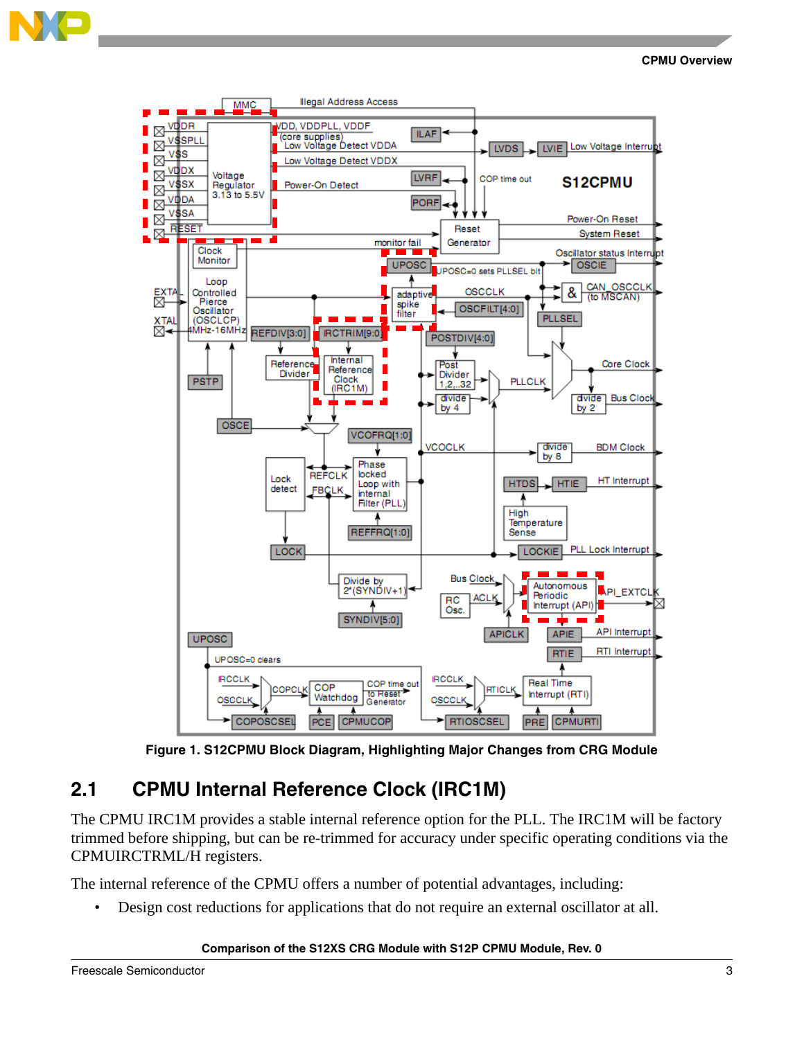Figure 1. S12CPMU Block Diagram, Highlighting Major Changes from CRG Module

## 2.1 CPMU Internal Reference Clock (IRC1M)

The CPMU IRC1M provides a stable internal reference option for the PLL. The IRC1M will be factory trimmed before shipping, but can be re-trimmed for accuracy under specific operating conditions via the CPMUIRCTRML/H registers.

The internal reference of the CPMU offers a number of potential advantages, including:

- Design cost reductions for applications that do not require an external oscillator at all.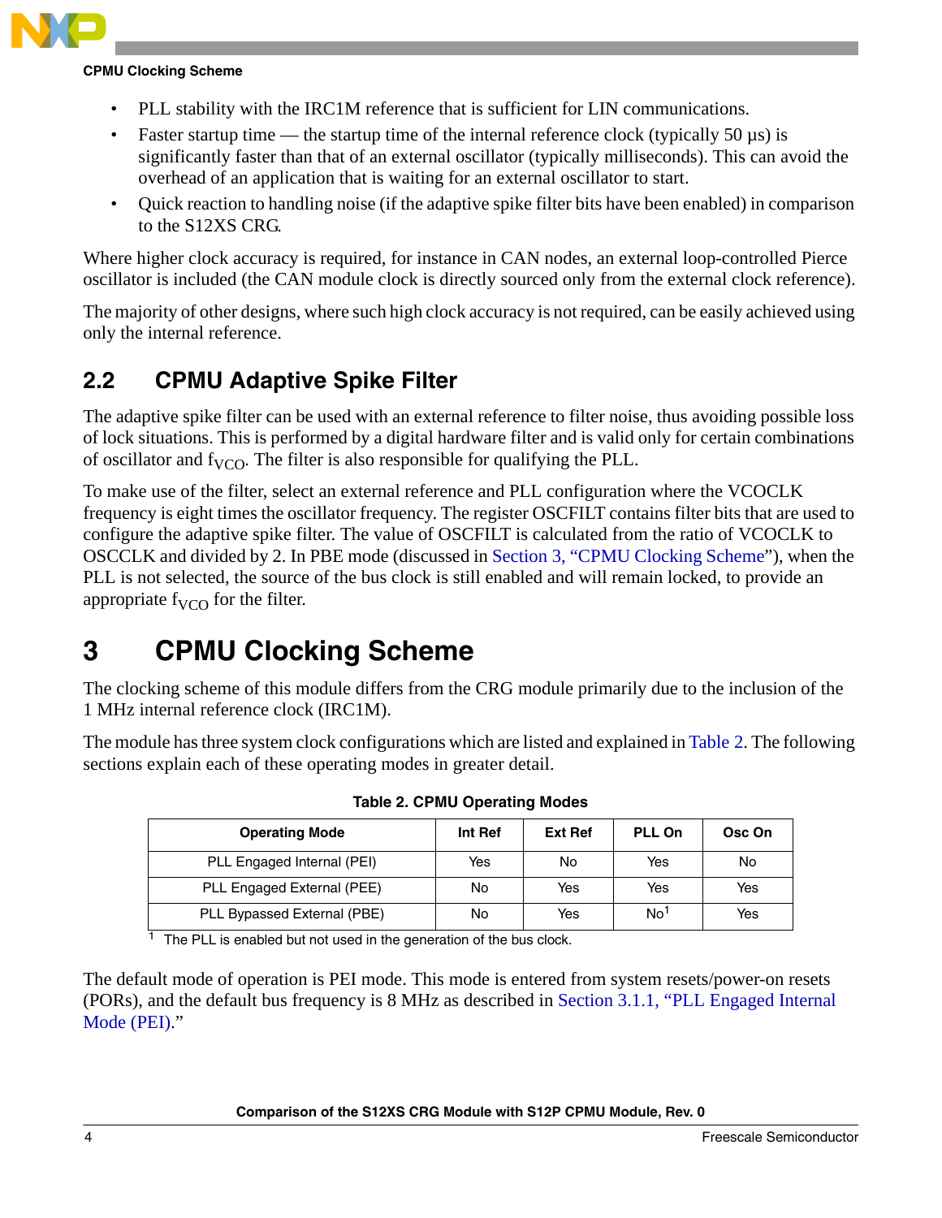- PLL stability with the IRC1M reference that is sufficient for LIN communications.
- Faster startup time — the startup time of the internal reference clock (typically 50 µs) is significantly faster than that of an external oscillator (typically milliseconds). This can avoid the overhead of an application that is waiting for an external oscillator to start.
- Quick reaction to handling noise (if the adaptive spike filter bits have been enabled) in comparison to the S12XS CRG.

Where higher clock accuracy is required, for instance in CAN nodes, an external loop-controlled Pierce oscillator is included (the CAN module clock is directly sourced only from the external clock reference).

The majority of other designs, where such high clock accuracy is not required, can be easily achieved using only the internal reference.

## 2.2 CPMU Adaptive Spike Filter

The adaptive spike filter can be used with an external reference to filter noise, thus avoiding possible loss of lock situations. This is performed by a digital hardware filter and is valid only for certain combinations of oscillator and $f_{VCO}$. The filter is also responsible for qualifying the PLL.

To make use of the filter, select an external reference and PLL configuration where the VCOCLK frequency is eight times the oscillator frequency. The register OSCFILT contains filter bits that are used to configure the adaptive spike filter. The value of OSCFILT is calculated from the ratio of VCOCLK to OSCCLK and divided by 2. In PBE mode (discussed in Section 3, "CPMU Clocking Scheme"), when the PLL is not selected, the source of the bus clock is still enabled and will remain locked, to provide an appropriate $f_{VCO}$ for the filter.

# 3 CPMU Clocking Scheme

The clocking scheme of this module differs from the CRG module primarily due to the inclusion of the 1 MHz internal reference clock (IRC1M).

The module has three system clock configurations which are listed and explained in Table 2. The following sections explain each of these operating modes in greater detail.

**Table 2. CPMU Operating Modes**

| Operating Mode | Int Ref | Ext Ref | PLL On | Osc On |
|---|---|---|---|---|
| PLL Engaged Internal (PEI) | Yes | No | Yes | No |
| PLL Engaged External (PEE) | No | Yes | Yes | Yes |
| PLL Bypassed External (PBE) | No | Yes | No[1] | Yes |

[1] The PLL is enabled but not used in the generation of the bus clock.

The default mode of operation is PEI mode. This mode is entered from system resets/power-on resets (PORs), and the default bus frequency is 8 MHz as described in Section 3.1.1, "PLL Engaged Internal Mode (PEI)."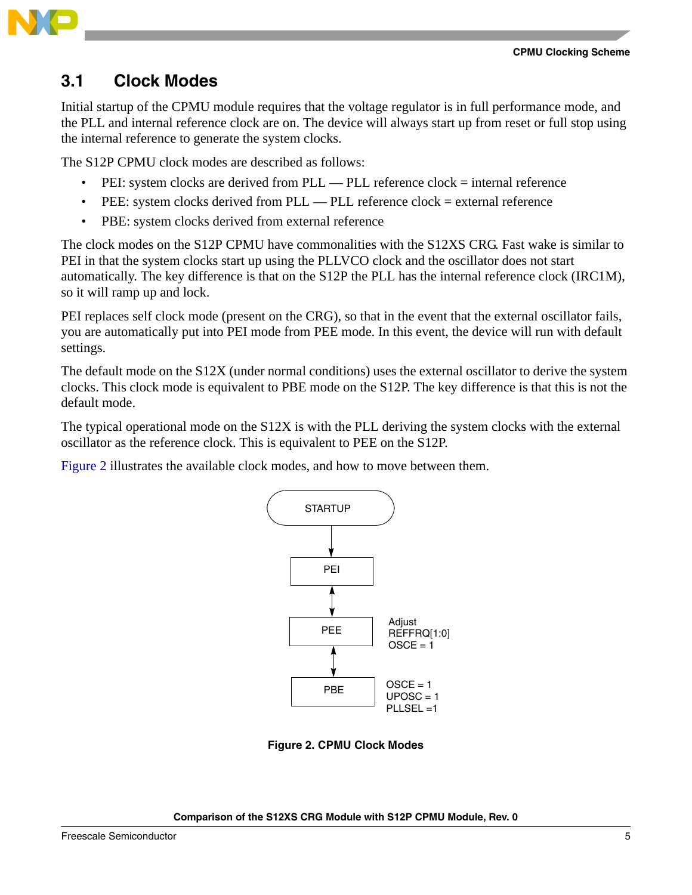## 3.1 Clock Modes

Initial startup of the CPMU module requires that the voltage regulator is in full performance mode, and the PLL and internal reference clock are on. The device will always start up from reset or full stop using the internal reference to generate the system clocks.

The S12P CPMU clock modes are described as follows:

- PEI: system clocks are derived from PLL — PLL reference clock = internal reference
- PEE: system clocks derived from PLL — PLL reference clock = external reference
- PBE: system clocks derived from external reference

The clock modes on the S12P CPMU have commonalities with the S12XS CRG. Fast wake is similar to PEI in that the system clocks start up using the PLLVCO clock and the oscillator does not start automatically. The key difference is that on the S12P the PLL has the internal reference clock (IRC1M), so it will ramp up and lock.

PEI replaces self clock mode (present on the CRG), so that in the event that the external oscillator fails, you are automatically put into PEI mode from PEE mode. In this event, the device will run with default settings.

The default mode on the S12X (under normal conditions) uses the external oscillator to derive the system clocks. This clock mode is equivalent to PBE mode on the S12P. The key difference is that this is not the default mode.

The typical operational mode on the S12X is with the PLL deriving the system clocks with the external oscillator as the reference clock. This is equivalent to PEE on the S12P.

Figure 2 illustrates the available clock modes, and how to move between them.

STARTUP → PEI ↔ PEE (Adjust REFFRQ[1:0], OSCE = 1) ↔ PBE (OSCE = 1, UPOSC = 1, PLLSEL =1)

**Figure 2. CPMU Clock Modes**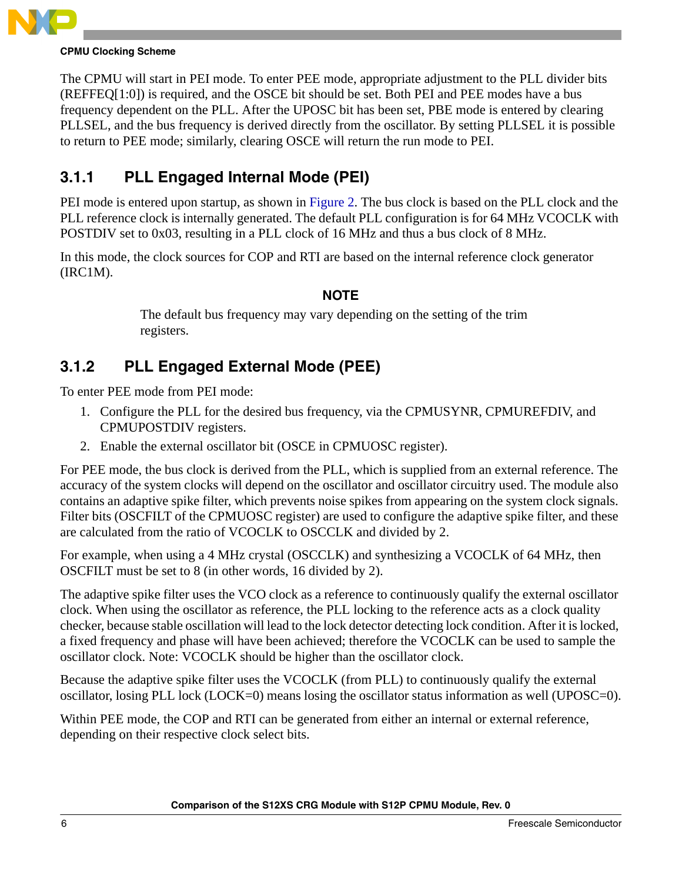The CPMU will start in PEI mode. To enter PEE mode, appropriate adjustment to the PLL divider bits (REFFEQ[1:0]) is required, and the OSCE bit should be set. Both PEI and PEE modes have a bus frequency dependent on the PLL. After the UPOSC bit has been set, PBE mode is entered by clearing PLLSEL, and the bus frequency is derived directly from the oscillator. By setting PLLSEL it is possible to return to PEE mode; similarly, clearing OSCE will return the run mode to PEI.

### 3.1.1 PLL Engaged Internal Mode (PEI)

PEI mode is entered upon startup, as shown in Figure 2. The bus clock is based on the PLL clock and the PLL reference clock is internally generated. The default PLL configuration is for 64 MHz VCOCLK with POSTDIV set to 0x03, resulting in a PLL clock of 16 MHz and thus a bus clock of 8 MHz.

In this mode, the clock sources for COP and RTI are based on the internal reference clock generator (IRC1M).

**NOTE**

The default bus frequency may vary depending on the setting of the trim registers.

### 3.1.2 PLL Engaged External Mode (PEE)

To enter PEE mode from PEI mode:

1. Configure the PLL for the desired bus frequency, via the CPMUSYNR, CPMUREFDIV, and CPMUPOSTDIV registers.
2. Enable the external oscillator bit (OSCE in CPMUOSC register).

For PEE mode, the bus clock is derived from the PLL, which is supplied from an external reference. The accuracy of the system clocks will depend on the oscillator and oscillator circuitry used. The module also contains an adaptive spike filter, which prevents noise spikes from appearing on the system clock signals. Filter bits (OSCFILT of the CPMUOSC register) are used to configure the adaptive spike filter, and these are calculated from the ratio of VCOCLK to OSCCLK and divided by 2.

For example, when using a 4 MHz crystal (OSCCLK) and synthesizing a VCOCLK of 64 MHz, then OSCFILT must be set to 8 (in other words, 16 divided by 2).

The adaptive spike filter uses the VCO clock as a reference to continuously qualify the external oscillator clock. When using the oscillator as reference, the PLL locking to the reference acts as a clock quality checker, because stable oscillation will lead to the lock detector detecting lock condition. After it is locked, a fixed frequency and phase will have been achieved; therefore the VCOCLK can be used to sample the oscillator clock. Note: VCOCLK should be higher than the oscillator clock.

Because the adaptive spike filter uses the VCOCLK (from PLL) to continuously qualify the external oscillator, losing PLL lock (LOCK=0) means losing the oscillator status information as well (UPOSC=0).

Within PEE mode, the COP and RTI can be generated from either an internal or external reference, depending on their respective clock select bits.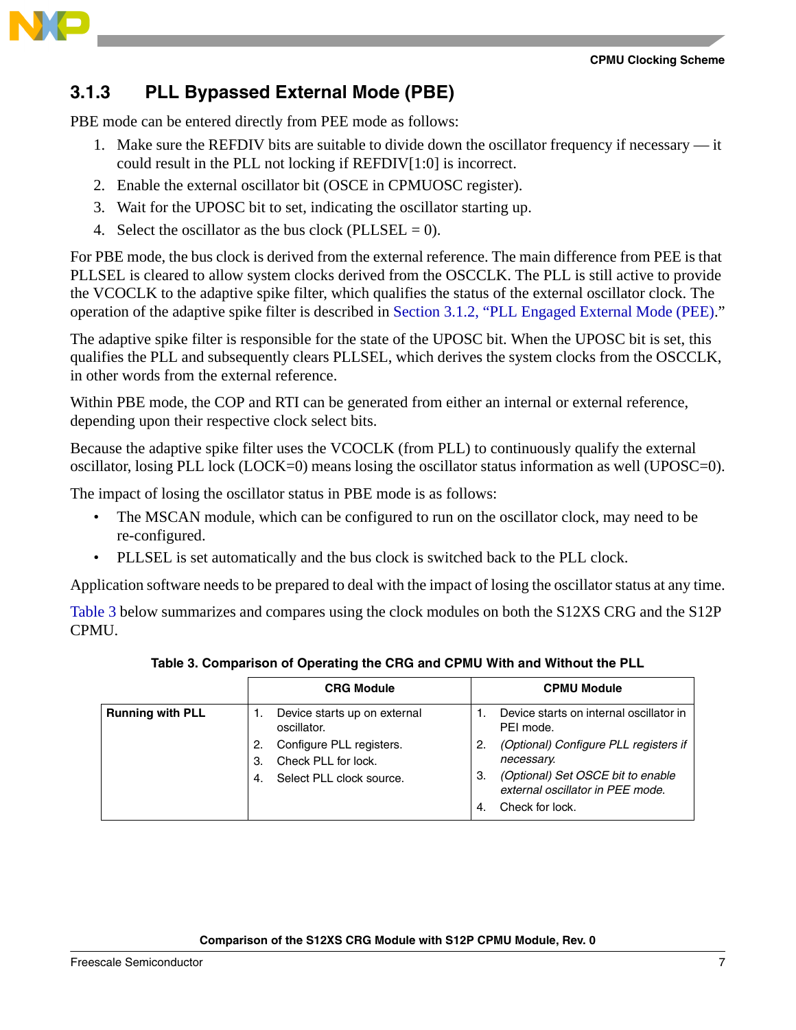### 3.1.3 PLL Bypassed External Mode (PBE)

PBE mode can be entered directly from PEE mode as follows:

1. Make sure the REFDIV bits are suitable to divide down the oscillator frequency if necessary — it could result in the PLL not locking if REFDIV[1:0] is incorrect.
2. Enable the external oscillator bit (OSCE in CPMUOSC register).
3. Wait for the UPOSC bit to set, indicating the oscillator starting up.
4. Select the oscillator as the bus clock (PLLSEL = 0).

For PBE mode, the bus clock is derived from the external reference. The main difference from PEE is that PLLSEL is cleared to allow system clocks derived from the OSCCLK. The PLL is still active to provide the VCOCLK to the adaptive spike filter, which qualifies the status of the external oscillator clock. The operation of the adaptive spike filter is described in Section 3.1.2, "PLL Engaged External Mode (PEE)."

The adaptive spike filter is responsible for the state of the UPOSC bit. When the UPOSC bit is set, this qualifies the PLL and subsequently clears PLLSEL, which derives the system clocks from the OSCCLK, in other words from the external reference.

Within PBE mode, the COP and RTI can be generated from either an internal or external reference, depending upon their respective clock select bits.

Because the adaptive spike filter uses the VCOCLK (from PLL) to continuously qualify the external oscillator, losing PLL lock (LOCK=0) means losing the oscillator status information as well (UPOSC=0).

The impact of losing the oscillator status in PBE mode is as follows:

- The MSCAN module, which can be configured to run on the oscillator clock, may need to be re-configured.
- PLLSEL is set automatically and the bus clock is switched back to the PLL clock.

Application software needs to be prepared to deal with the impact of losing the oscillator status at any time.

Table 3 below summarizes and compares using the clock modules on both the S12XS CRG and the S12P CPMU.

**Table 3. Comparison of Operating the CRG and CPMU With and Without the PLL**

| | CRG Module | CPMU Module |
|---|---|---|
| **Running with PLL** | 1. Device starts up on external oscillator.<br>2. Configure PLL registers.<br>3. Check PLL for lock.<br>4. Select PLL clock source. | 1. Device starts on internal oscillator in PEI mode.<br>2. *(Optional) Configure PLL registers if necessary.*<br>3. *(Optional) Set OSCE bit to enable external oscillator in PEE mode.*<br>4. Check for lock. |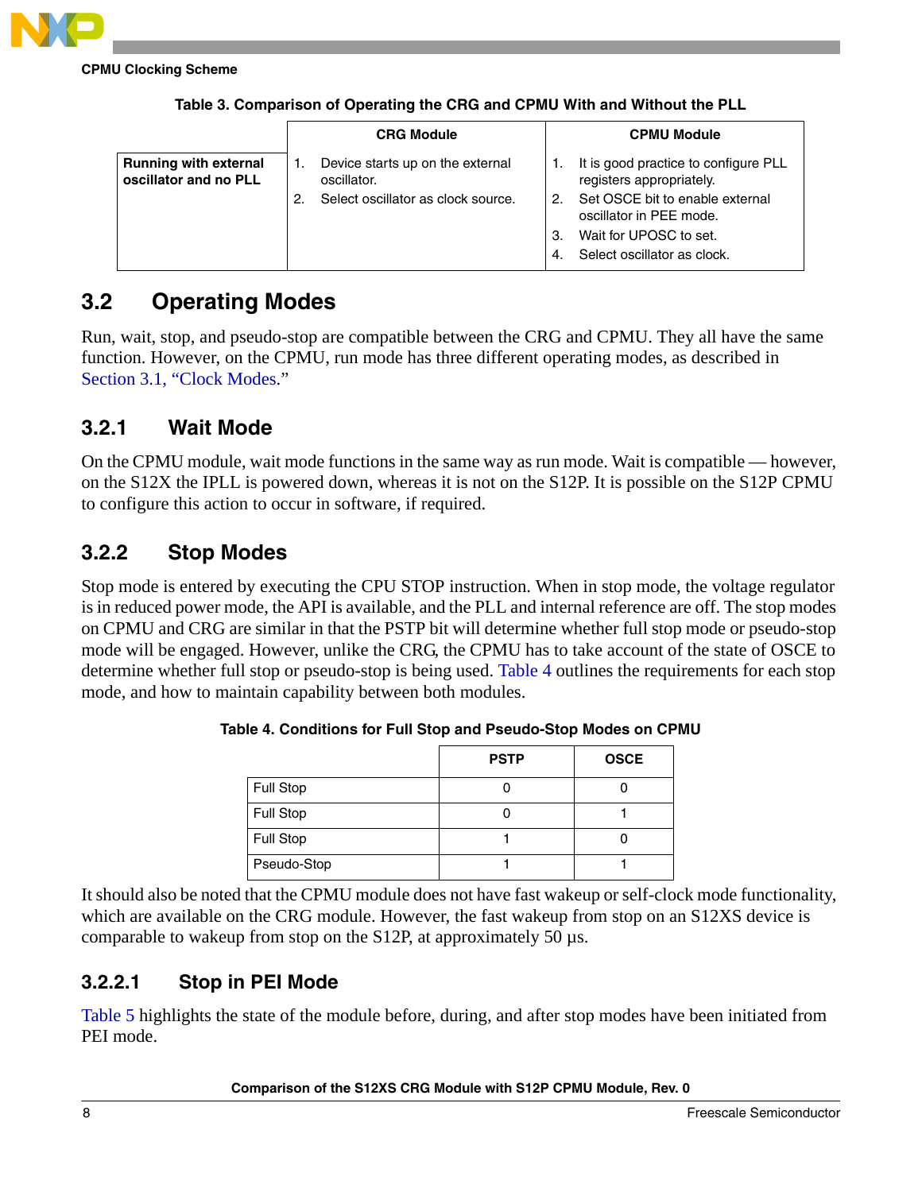Table 3. Comparison of Operating the CRG and CPMU With and Without the PLL

| | CRG Module | CPMU Module |
|---|---|---|
| **Running with external oscillator and no PLL** | 1. Device starts up on the external oscillator.<br>2. Select oscillator as clock source. | 1. It is good practice to configure PLL registers appropriately.<br>2. Set OSCE bit to enable external oscillator in PEE mode.<br>3. Wait for UPOSC to set.<br>4. Select oscillator as clock. |

## 3.2 Operating Modes

Run, wait, stop, and pseudo-stop are compatible between the CRG and CPMU. They all have the same function. However, on the CPMU, run mode has three different operating modes, as described in Section 3.1, "Clock Modes."

### 3.2.1 Wait Mode

On the CPMU module, wait mode functions in the same way as run mode. Wait is compatible — however, on the S12X the IPLL is powered down, whereas it is not on the S12P. It is possible on the S12P CPMU to configure this action to occur in software, if required.

### 3.2.2 Stop Modes

Stop mode is entered by executing the CPU STOP instruction. When in stop mode, the voltage regulator is in reduced power mode, the API is available, and the PLL and internal reference are off. The stop modes on CPMU and CRG are similar in that the PSTP bit will determine whether full stop mode or pseudo-stop mode will be engaged. However, unlike the CRG, the CPMU has to take account of the state of OSCE to determine whether full stop or pseudo-stop is being used. Table 4 outlines the requirements for each stop mode, and how to maintain capability between both modules.

Table 4. Conditions for Full Stop and Pseudo-Stop Modes on CPMU

| | PSTP | OSCE |
|---|---|---|
| Full Stop | 0 | 0 |
| Full Stop | 0 | 1 |
| Full Stop | 1 | 0 |
| Pseudo-Stop | 1 | 1 |

It should also be noted that the CPMU module does not have fast wakeup or self-clock mode functionality, which are available on the CRG module. However, the fast wakeup from stop on an S12XS device is comparable to wakeup from stop on the S12P, at approximately 50 µs.

#### 3.2.2.1 Stop in PEI Mode

Table 5 highlights the state of the module before, during, and after stop modes have been initiated from PEI mode.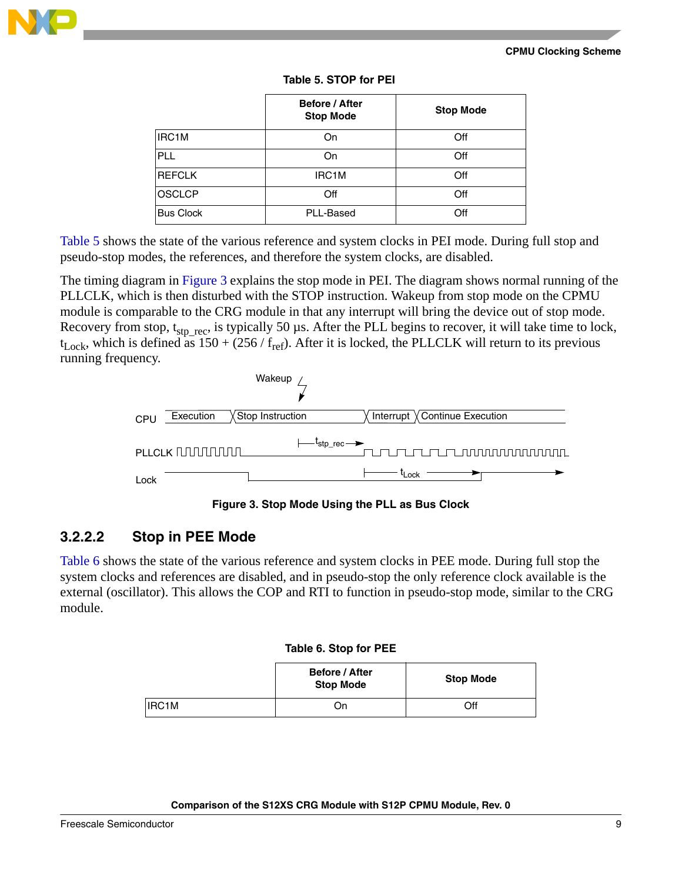**Table 5. STOP for PEI**

| | Before / After Stop Mode | Stop Mode |
|---|---|---|
| IRC1M | On | Off |
| PLL | On | Off |
| REFCLK | IRC1M | Off |
| OSCLCP | Off | Off |
| Bus Clock | PLL-Based | Off |

Table 5 shows the state of the various reference and system clocks in PEI mode. During full stop and pseudo-stop modes, the references, and therefore the system clocks, are disabled.

The timing diagram in Figure 3 explains the stop mode in PEI. The diagram shows normal running of the PLLCLK, which is then disturbed with the STOP instruction. Wakeup from stop mode on the CPMU module is comparable to the CRG module in that any interrupt will bring the device out of stop mode. Recovery from stop, $t_{stp\_rec}$, is typically 50 µs. After the PLL begins to recover, it will take time to lock, $t_{Lock}$, which is defined as 150 + (256 / $f_{ref}$). After it is locked, the PLLCLK will return to its previous running frequency.

Figure 3. Stop Mode Using the PLL as Bus Clock

### 3.2.2.2 Stop in PEE Mode

Table 6 shows the state of the various reference and system clocks in PEE mode. During full stop the system clocks and references are disabled, and in pseudo-stop the only reference clock available is the external (oscillator). This allows the COP and RTI to function in pseudo-stop mode, similar to the CRG module.

**Table 6. Stop for PEE**

| | Before / After Stop Mode | Stop Mode |
|---|---|---|
| IRC1M | On | Off |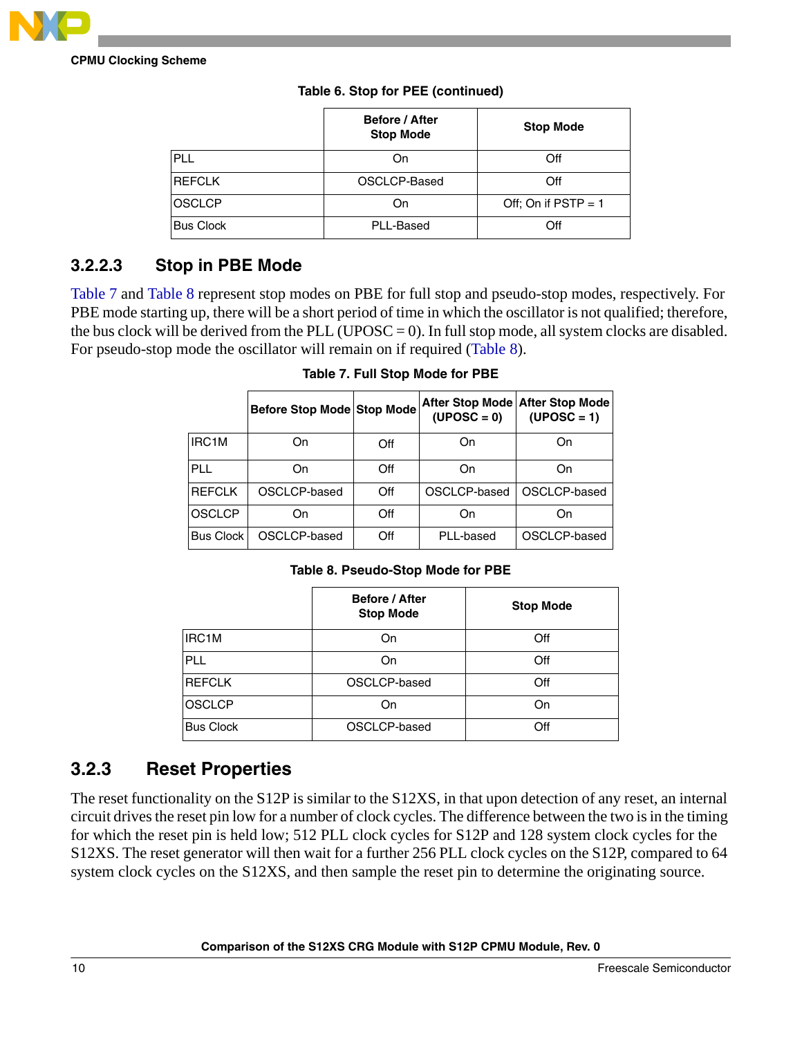**Table 6. Stop for PEE (continued)**

| | Before / After Stop Mode | Stop Mode |
|---|---|---|
| PLL | On | Off |
| REFCLK | OSCLCP-Based | Off |
| OSCLCP | On | Off; On if PSTP = 1 |
| Bus Clock | PLL-Based | Off |

### 3.2.2.3 Stop in PBE Mode

Table 7 and Table 8 represent stop modes on PBE for full stop and pseudo-stop modes, respectively. For PBE mode starting up, there will be a short period of time in which the oscillator is not qualified; therefore, the bus clock will be derived from the PLL (UPOSC = 0). In full stop mode, all system clocks are disabled. For pseudo-stop mode the oscillator will remain on if required (Table 8).

**Table 7. Full Stop Mode for PBE**

| | Before Stop Mode | Stop Mode | After Stop Mode (UPOSC = 0) | After Stop Mode (UPOSC = 1) |
|---|---|---|---|---|
| IRC1M | On | Off | On | On |
| PLL | On | Off | On | On |
| REFCLK | OSCLCP-based | Off | OSCLCP-based | OSCLCP-based |
| OSCLCP | On | Off | On | On |
| Bus Clock | OSCLCP-based | Off | PLL-based | OSCLCP-based |

**Table 8. Pseudo-Stop Mode for PBE**

| | Before / After Stop Mode | Stop Mode |
|---|---|---|
| IRC1M | On | Off |
| PLL | On | Off |
| REFCLK | OSCLCP-based | Off |
| OSCLCP | On | On |
| Bus Clock | OSCLCP-based | Off |

## 3.2.3 Reset Properties

The reset functionality on the S12P is similar to the S12XS, in that upon detection of any reset, an internal circuit drives the reset pin low for a number of clock cycles. The difference between the two is in the timing for which the reset pin is held low; 512 PLL clock cycles for S12P and 128 system clock cycles for the S12XS. The reset generator will then wait for a further 256 PLL clock cycles on the S12P, compared to 64 system clock cycles on the S12XS, and then sample the reset pin to determine the originating source.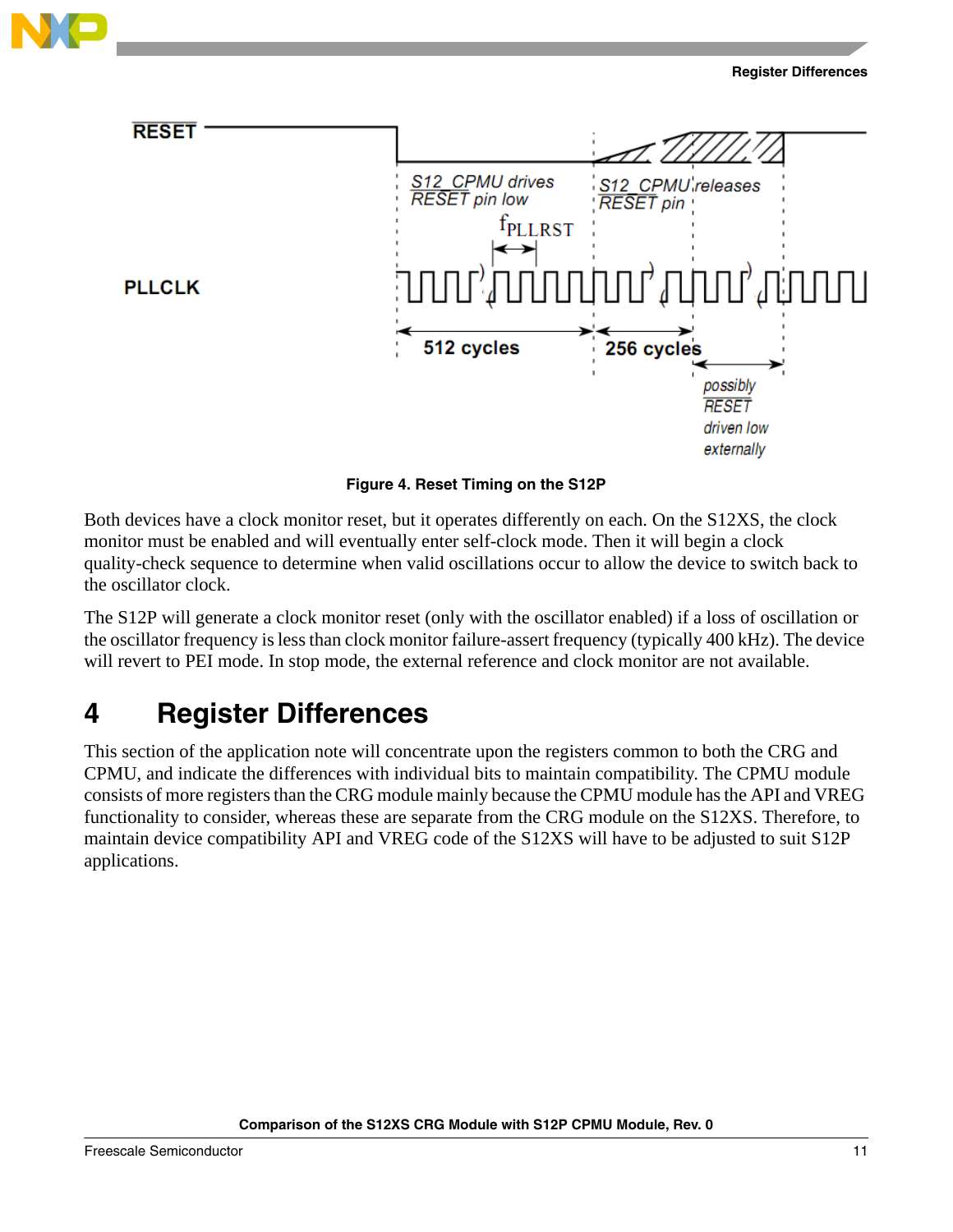Figure 4. Reset Timing on the S12P

Both devices have a clock monitor reset, but it operates differently on each. On the S12XS, the clock monitor must be enabled and will eventually enter self-clock mode. Then it will begin a clock quality-check sequence to determine when valid oscillations occur to allow the device to switch back to the oscillator clock.

The S12P will generate a clock monitor reset (only with the oscillator enabled) if a loss of oscillation or the oscillator frequency is less than clock monitor failure-assert frequency (typically 400 kHz). The device will revert to PEI mode. In stop mode, the external reference and clock monitor are not available.

# 4 Register Differences

This section of the application note will concentrate upon the registers common to both the CRG and CPMU, and indicate the differences with individual bits to maintain compatibility. The CPMU module consists of more registers than the CRG module mainly because the CPMU module has the API and VREG functionality to consider, whereas these are separate from the CRG module on the S12XS. Therefore, to maintain device compatibility API and VREG code of the S12XS will have to be adjusted to suit S12P applications.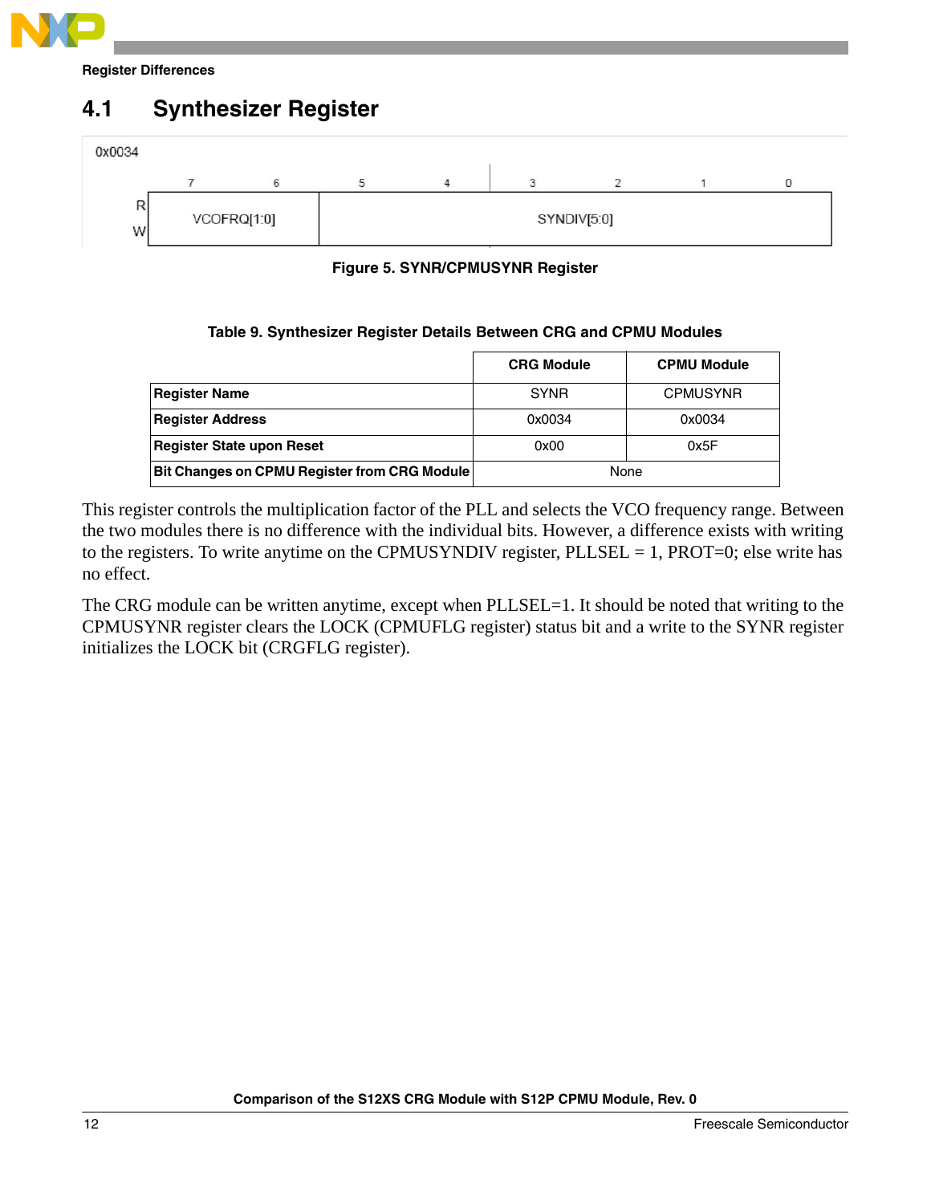## 4.1 Synthesizer Register

0x0034

| | 7 | 6 | 5 | 4 | 3 | 2 | 1 | 0 |
|---|---|---|---|---|---|---|---|---|
| R/W | VCOFRQ[1:0] | | SYNDIV[5:0] | | | | | |

Figure 5. SYNR/CPMUSYNR Register

Table 9. Synthesizer Register Details Between CRG and CPMU Modules

| | CRG Module | CPMU Module |
|---|---|---|
| **Register Name** | SYNR | CPMUSYNR |
| **Register Address** | 0x0034 | 0x0034 |
| **Register State upon Reset** | 0x00 | 0x5F |
| **Bit Changes on CPMU Register from CRG Module** | None | |

This register controls the multiplication factor of the PLL and selects the VCO frequency range. Between the two modules there is no difference with the individual bits. However, a difference exists with writing to the registers. To write anytime on the CPMUSYNDIV register, PLLSEL = 1, PROT=0; else write has no effect.

The CRG module can be written anytime, except when PLLSEL=1. It should be noted that writing to the CPMUSYNR register clears the LOCK (CPMUFLG register) status bit and a write to the SYNR register initializes the LOCK bit (CRGFLG register).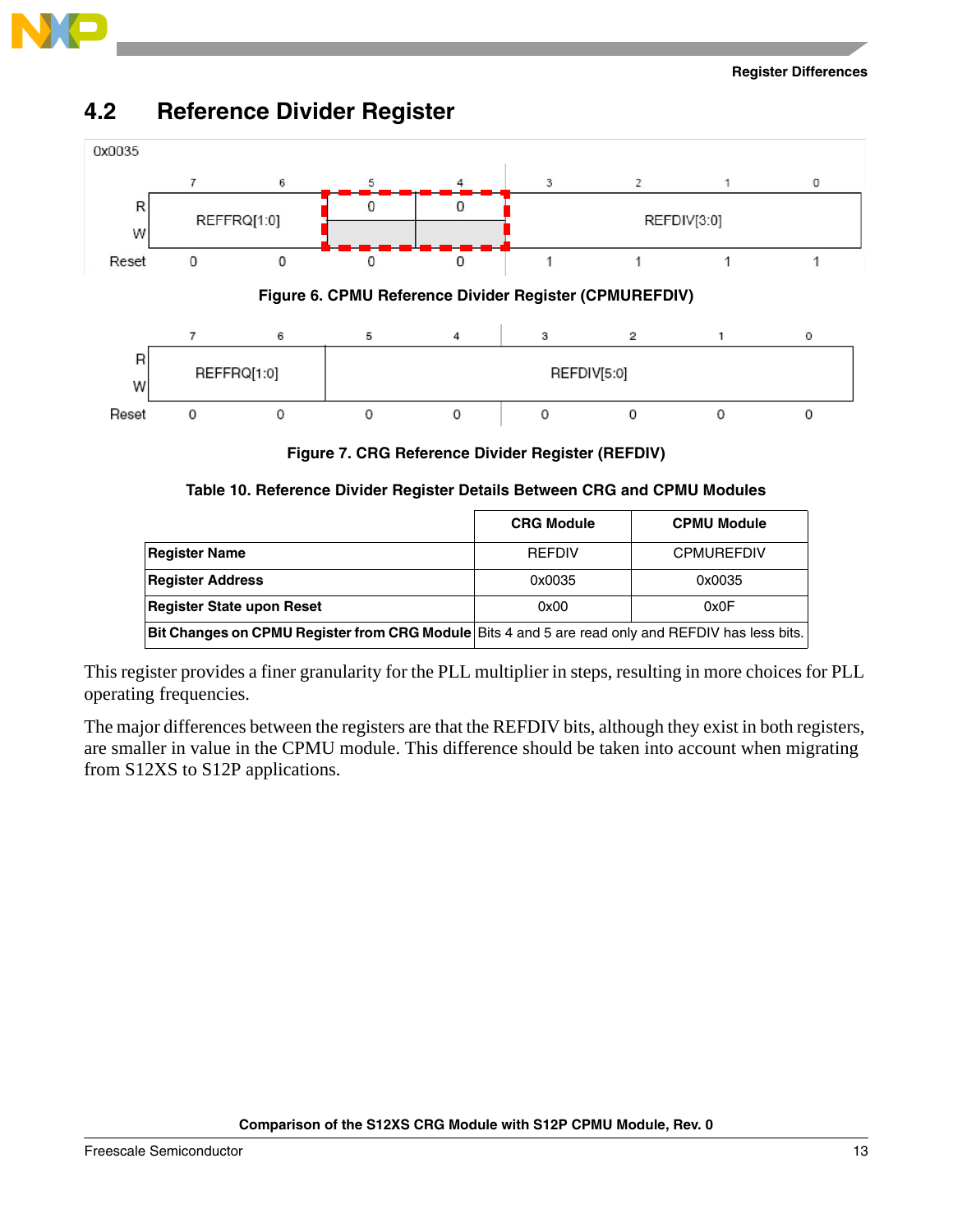## 4.2 Reference Divider Register

0x0035

| | 7 | 6 | 5 | 4 | 3 | 2 | 1 | 0 |
|---|---|---|---|---|---|---|---|---|
| R | REFFRQ[1:0] | | 0 | 0 | REFDIV[3:0] | | | |
| W | | | | | | | | |
| Reset | 0 | 0 | 0 | 0 | 1 | 1 | 1 | 1 |

**Figure 6. CPMU Reference Divider Register (CPMUREFDIV)**

| | 7 | 6 | 5 | 4 | 3 | 2 | 1 | 0 |
|---|---|---|---|---|---|---|---|---|
| R | REFFRQ[1:0] | | REFDIV[5:0] | | | | | |
| W | | | | | | | | |
| Reset | 0 | 0 | 0 | 0 | 0 | 0 | 0 | 0 |

**Figure 7. CRG Reference Divider Register (REFDIV)**

**Table 10. Reference Divider Register Details Between CRG and CPMU Modules**

| | CRG Module | CPMU Module |
|---|---|---|
| **Register Name** | REFDIV | CPMUREFDIV |
| **Register Address** | 0x0035 | 0x0035 |
| **Register State upon Reset** | 0x00 | 0x0F |
| **Bit Changes on CPMU Register from CRG Module** | Bits 4 and 5 are read only and REFDIV has less bits. | |

This register provides a finer granularity for the PLL multiplier in steps, resulting in more choices for PLL operating frequencies.

The major differences between the registers are that the REFDIV bits, although they exist in both registers, are smaller in value in the CPMU module. This difference should be taken into account when migrating from S12XS to S12P applications.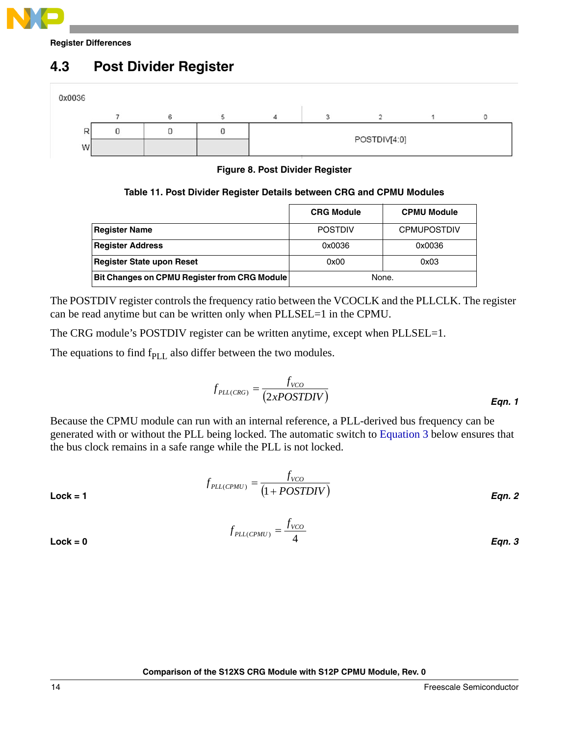## 4.3 Post Divider Register

0x0036

| | 7 | 6 | 5 | 4 | 3 | 2 | 1 | 0 |
|---|---|---|---|---|---|---|---|---|
| R | 0 | 0 | 0 | POSTDIV[4:0] | | | | |
| W | | | | | | | | |

**Figure 8. Post Divider Register**

**Table 11. Post Divider Register Details between CRG and CPMU Modules**

| | CRG Module | CPMU Module |
|---|---|---|
| **Register Name** | POSTDIV | CPMUPOSTDIV |
| **Register Address** | 0x0036 | 0x0036 |
| **Register State upon Reset** | 0x00 | 0x03 |
| **Bit Changes on CPMU Register from CRG Module** | None. | |

The POSTDIV register controls the frequency ratio between the VCOCLK and the PLLCLK. The register can be read anytime but can be written only when PLLSEL=1 in the CPMU.

The CRG module's POSTDIV register can be written anytime, except when PLLSEL=1.

The equations to find $f_{PLL}$ also differ between the two modules.

$$f_{PLL(CRG)} = \frac{f_{VCO}}{(2xPOSTDIV)} \qquad \textit{Eqn. 1}$$

Because the CPMU module can run with an internal reference, a PLL-derived bus frequency can be generated with or without the PLL being locked. The automatic switch to Equation 3 below ensures that the bus clock remains in a safe range while the PLL is not locked.

**Lock = 1**

$$f_{PLL(CPMU)} = \frac{f_{VCO}}{(1 + POSTDIV)} \qquad \textit{Eqn. 2}$$

**Lock = 0**

$$f_{PLL(CPMU)} = \frac{f_{VCO}}{4} \qquad \textit{Eqn. 3}$$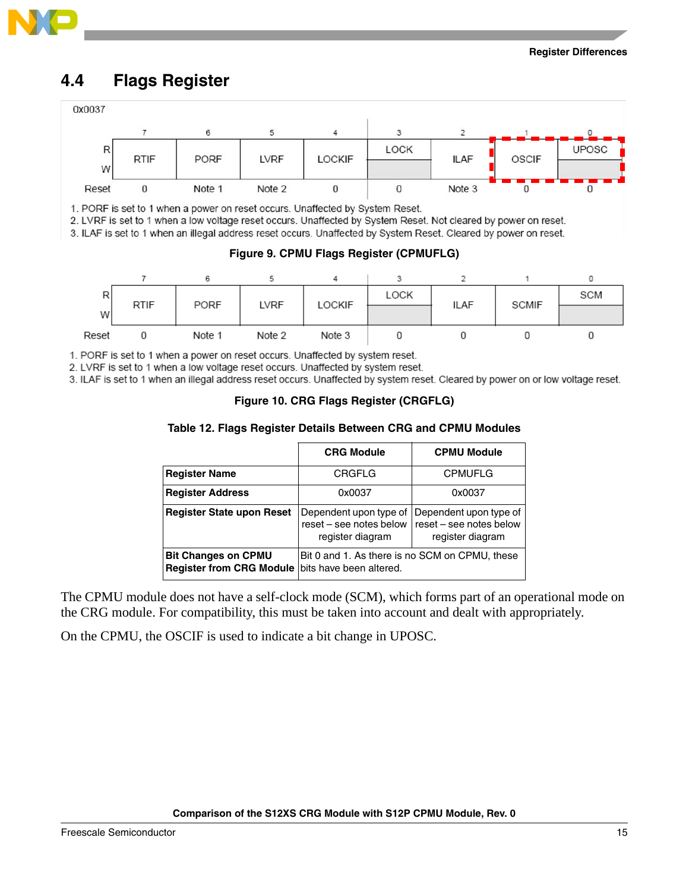## 4.4 Flags Register

0x0037

| | 7 | 6 | 5 | 4 | 3 | 2 | 1 | 0 |
|---|---|---|---|---|---|---|---|---|
| R | RTIF | PORF | LVRF | LOCKIF | LOCK | ILAF | OSCIF | UPOSC |
| W | | | | | | | | |
| Reset | 0 | Note 1 | Note 2 | 0 | 0 | Note 3 | 0 | 0 |

1. PORF is set to 1 when a power on reset occurs. Unaffected by System Reset.
2. LVRF is set to 1 when a low voltage reset occurs. Unaffected by System Reset. Not cleared by power on reset.
3. ILAF is set to 1 when an illegal address reset occurs. Unaffected by System Reset. Cleared by power on reset.

**Figure 9. CPMU Flags Register (CPMUFLG)**

| | 7 | 6 | 5 | 4 | 3 | 2 | 1 | 0 |
|---|---|---|---|---|---|---|---|---|
| R | RTIF | PORF | LVRF | LOCKIF | LOCK | ILAF | SCMIF | SCM |
| W | | | | | | | | |
| Reset | 0 | Note 1 | Note 2 | Note 3 | 0 | 0 | 0 | 0 |

1. PORF is set to 1 when a power on reset occurs. Unaffected by system reset.
2. LVRF is set to 1 when a low voltage reset occurs. Unaffected by system reset.
3. ILAF is set to 1 when an illegal address reset occurs. Unaffected by system reset. Cleared by power on or low voltage reset.

**Figure 10. CRG Flags Register (CRGFLG)**

**Table 12. Flags Register Details Between CRG and CPMU Modules**

| | CRG Module | CPMU Module |
|---|---|---|
| **Register Name** | CRGFLG | CPMUFLG |
| **Register Address** | 0x0037 | 0x0037 |
| **Register State upon Reset** | Dependent upon type of reset – see notes below register diagram | Dependent upon type of reset – see notes below register diagram |
| **Bit Changes on CPMU Register from CRG Module** | Bit 0 and 1. As there is no SCM on CPMU, these bits have been altered. | |

The CPMU module does not have a self-clock mode (SCM), which forms part of an operational mode on the CRG module. For compatibility, this must be taken into account and dealt with appropriately.

On the CPMU, the OSCIF is used to indicate a bit change in UPOSC.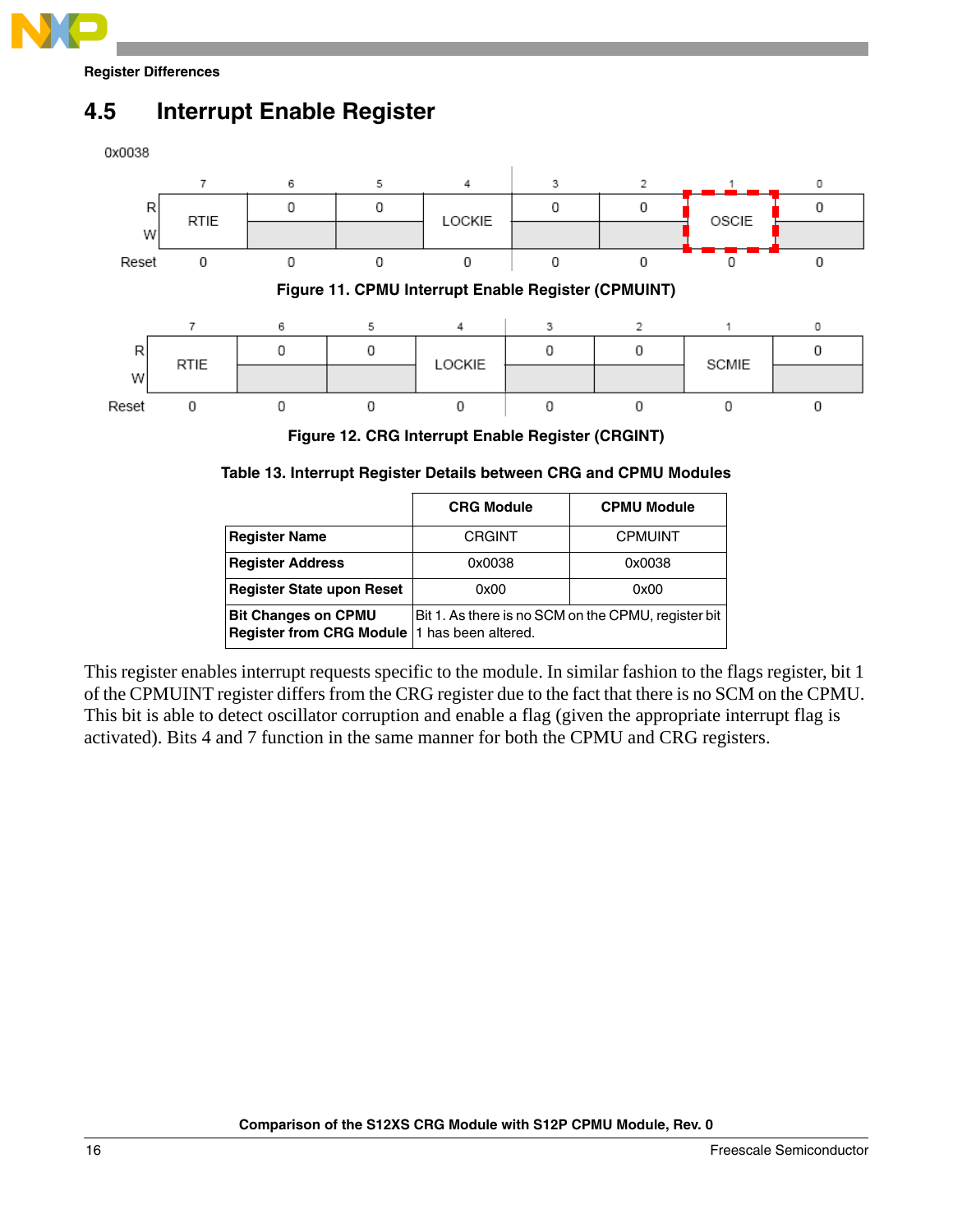## 4.5 Interrupt Enable Register

0x0038

| | 7 | 6 | 5 | 4 | 3 | 2 | 1 | 0 |
|---|---|---|---|---|---|---|---|---|
| R | RTIE | 0 | 0 | LOCKIE | 0 | 0 | OSCIE | 0 |
| W | | | | | | | | |
| Reset | 0 | 0 | 0 | 0 | 0 | 0 | 0 | 0 |

**Figure 11. CPMU Interrupt Enable Register (CPMUINT)**

| | 7 | 6 | 5 | 4 | 3 | 2 | 1 | 0 |
|---|---|---|---|---|---|---|---|---|
| R | RTIE | 0 | 0 | LOCKIE | 0 | 0 | SCMIE | 0 |
| W | | | | | | | | |
| Reset | 0 | 0 | 0 | 0 | 0 | 0 | 0 | 0 |

**Figure 12. CRG Interrupt Enable Register (CRGINT)**

**Table 13. Interrupt Register Details between CRG and CPMU Modules**

| | CRG Module | CPMU Module |
|---|---|---|
| **Register Name** | CRGINT | CPMUINT |
| **Register Address** | 0x0038 | 0x0038 |
| **Register State upon Reset** | 0x00 | 0x00 |
| **Bit Changes on CPMU Register from CRG Module** | Bit 1. As there is no SCM on the CPMU, register bit 1 has been altered. | |

This register enables interrupt requests specific to the module. In similar fashion to the flags register, bit 1 of the CPMUINT register differs from the CRG register due to the fact that there is no SCM on the CPMU. This bit is able to detect oscillator corruption and enable a flag (given the appropriate interrupt flag is activated). Bits 4 and 7 function in the same manner for both the CPMU and CRG registers.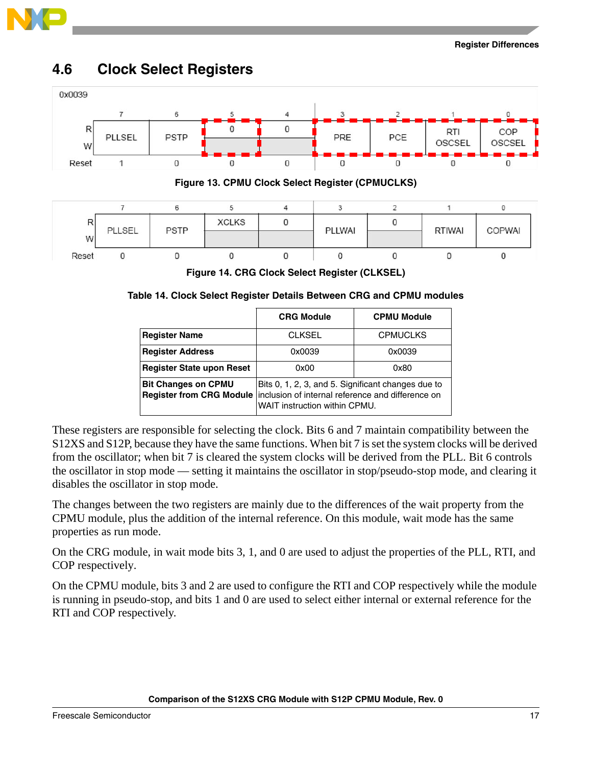## 4.6 Clock Select Registers

0x0039

| | 7 | 6 | 5 | 4 | 3 | 2 | 1 | 0 |
|---|---|---|---|---|---|---|---|---|
| R | PLLSEL | PSTP | 0 | 0 | PRE | PCE | RTI OSCSEL | COP OSCSEL |
| W | | | | | | | | |
| Reset | 1 | 0 | 0 | 0 | 0 | 0 | 0 | 0 |

**Figure 13. CPMU Clock Select Register (CPMUCLKS)**

| | 7 | 6 | 5 | 4 | 3 | 2 | 1 | 0 |
|---|---|---|---|---|---|---|---|---|
| R | PLLSEL | PSTP | XCLKS | 0 | PLLWAI | 0 | RTIWAI | COPWAI |
| W | | | | | | | | |
| Reset | 0 | 0 | 0 | 0 | 0 | 0 | 0 | 0 |

**Figure 14. CRG Clock Select Register (CLKSEL)**

**Table 14. Clock Select Register Details Between CRG and CPMU modules**

| | CRG Module | CPMU Module |
|---|---|---|
| **Register Name** | CLKSEL | CPMUCLKS |
| **Register Address** | 0x0039 | 0x0039 |
| **Register State upon Reset** | 0x00 | 0x80 |
| **Bit Changes on CPMU Register from CRG Module** | Bits 0, 1, 2, 3, and 5. Significant changes due to inclusion of internal reference and difference on WAIT instruction within CPMU. | |

These registers are responsible for selecting the clock. Bits 6 and 7 maintain compatibility between the S12XS and S12P, because they have the same functions. When bit 7 is set the system clocks will be derived from the oscillator; when bit 7 is cleared the system clocks will be derived from the PLL. Bit 6 controls the oscillator in stop mode — setting it maintains the oscillator in stop/pseudo-stop mode, and clearing it disables the oscillator in stop mode.

The changes between the two registers are mainly due to the differences of the wait property from the CPMU module, plus the addition of the internal reference. On this module, wait mode has the same properties as run mode.

On the CRG module, in wait mode bits 3, 1, and 0 are used to adjust the properties of the PLL, RTI, and COP respectively.

On the CPMU module, bits 3 and 2 are used to configure the RTI and COP respectively while the module is running in pseudo-stop, and bits 1 and 0 are used to select either internal or external reference for the RTI and COP respectively.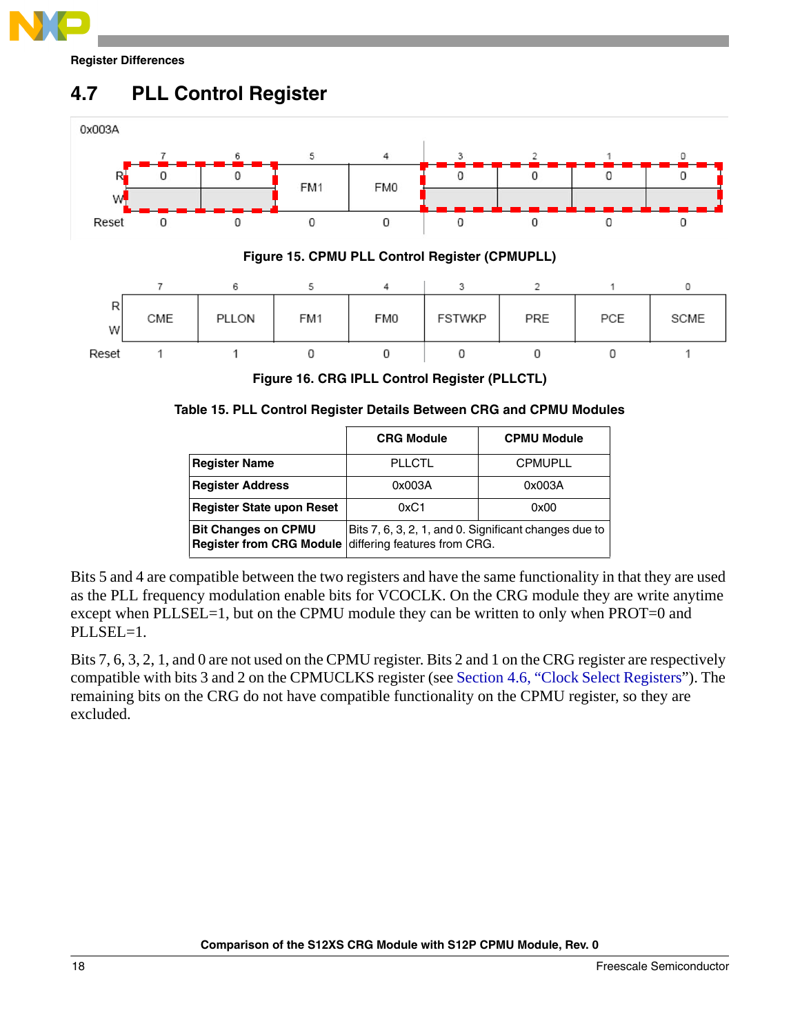## 4.7 PLL Control Register

0x003A

| | 7 | 6 | 5 | 4 | 3 | 2 | 1 | 0 |
|---|---|---|---|---|---|---|---|---|
| R | 0 | 0 | FM1 | FM0 | 0 | 0 | 0 | 0 |
| W | | | | | | | | |
| Reset | 0 | 0 | 0 | 0 | 0 | 0 | 0 | 0 |

Figure 15. CPMU PLL Control Register (CPMUPLL)

| | 7 | 6 | 5 | 4 | 3 | 2 | 1 | 0 |
|---|---|---|---|---|---|---|---|---|
| R/W | CME | PLLON | FM1 | FM0 | FSTWKP | PRE | PCE | SCME |
| Reset | 1 | 1 | 0 | 0 | 0 | 0 | 0 | 1 |

Figure 16. CRG IPLL Control Register (PLLCTL)

Table 15. PLL Control Register Details Between CRG and CPMU Modules

| | CRG Module | CPMU Module |
|---|---|---|
| **Register Name** | PLLCTL | CPMUPLL |
| **Register Address** | 0x003A | 0x003A |
| **Register State upon Reset** | 0xC1 | 0x00 |
| **Bit Changes on CPMU Register from CRG Module** | Bits 7, 6, 3, 2, 1, and 0. Significant changes due to differing features from CRG. | |

Bits 5 and 4 are compatible between the two registers and have the same functionality in that they are used as the PLL frequency modulation enable bits for VCOCLK. On the CRG module they are write anytime except when PLLSEL=1, but on the CPMU module they can be written to only when PROT=0 and PLLSEL=1.

Bits 7, 6, 3, 2, 1, and 0 are not used on the CPMU register. Bits 2 and 1 on the CRG register are respectively compatible with bits 3 and 2 on the CPMUCLKS register (see Section 4.6, “Clock Select Registers”). The remaining bits on the CRG do not have compatible functionality on the CPMU register, so they are excluded.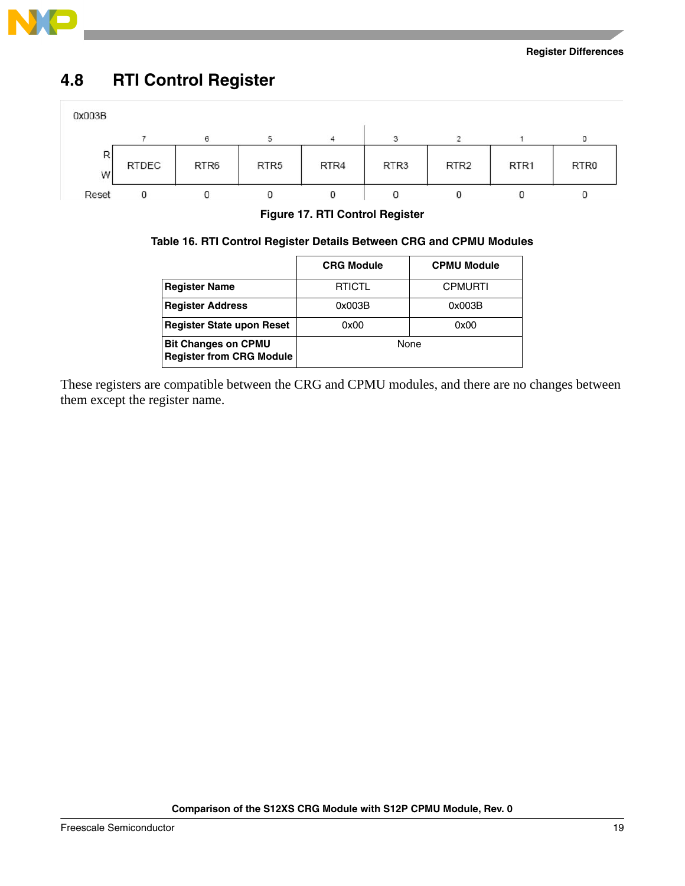## 4.8 RTI Control Register

0x003B

| | 7 | 6 | 5 | 4 | 3 | 2 | 1 | 0 |
|---|---|---|---|---|---|---|---|---|
| R/W | RTDEC | RTR6 | RTR5 | RTR4 | RTR3 | RTR2 | RTR1 | RTR0 |
| Reset | 0 | 0 | 0 | 0 | 0 | 0 | 0 | 0 |

**Figure 17. RTI Control Register**

**Table 16. RTI Control Register Details Between CRG and CPMU Modules**

| | CRG Module | CPMU Module |
|---|---|---|
| **Register Name** | RTICTL | CPMURTI |
| **Register Address** | 0x003B | 0x003B |
| **Register State upon Reset** | 0x00 | 0x00 |
| **Bit Changes on CPMU Register from CRG Module** | None | |

These registers are compatible between the CRG and CPMU modules, and there are no changes between them except the register name.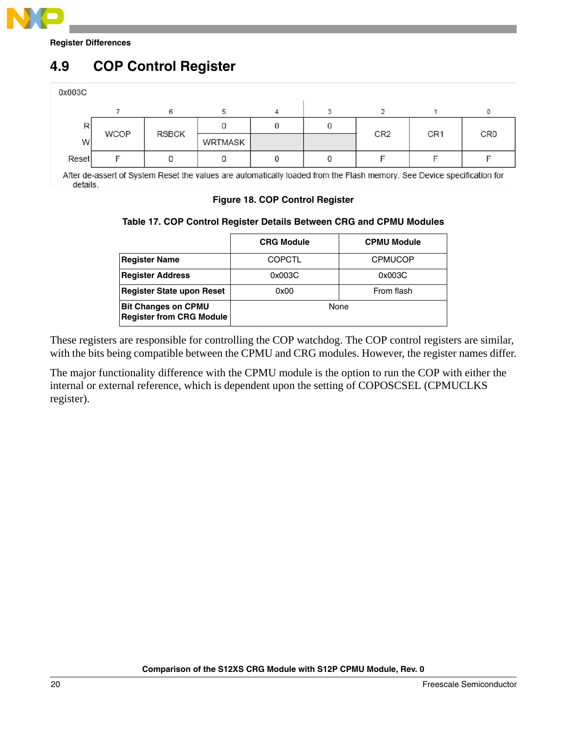## 4.9 COP Control Register

0x003C

| | 7 | 6 | 5 | 4 | 3 | 2 | 1 | 0 |
|---|---|---|---|---|---|---|---|---|
| R | WCOP | RSBCK | 0 | 0 | 0 | CR2 | CR1 | CR0 |
| W | | | WRTMASK | | | | | |
| Reset | F | 0 | 0 | 0 | 0 | F | F | F |

After de-assert of System Reset the values are automatically loaded from the Flash memory. See Device specification for details.

**Figure 18. COP Control Register**

**Table 17. COP Control Register Details Between CRG and CPMU Modules**

| | CRG Module | CPMU Module |
|---|---|---|
| **Register Name** | COPCTL | CPMUCOP |
| **Register Address** | 0x003C | 0x003C |
| **Register State upon Reset** | 0x00 | From flash |
| **Bit Changes on CPMU Register from CRG Module** | None | |

These registers are responsible for controlling the COP watchdog. The COP control registers are similar, with the bits being compatible between the CPMU and CRG modules. However, the register names differ.

The major functionality difference with the CPMU module is the option to run the COP with either the internal or external reference, which is dependent upon the setting of COPOSCSEL (CPMUCLKS register).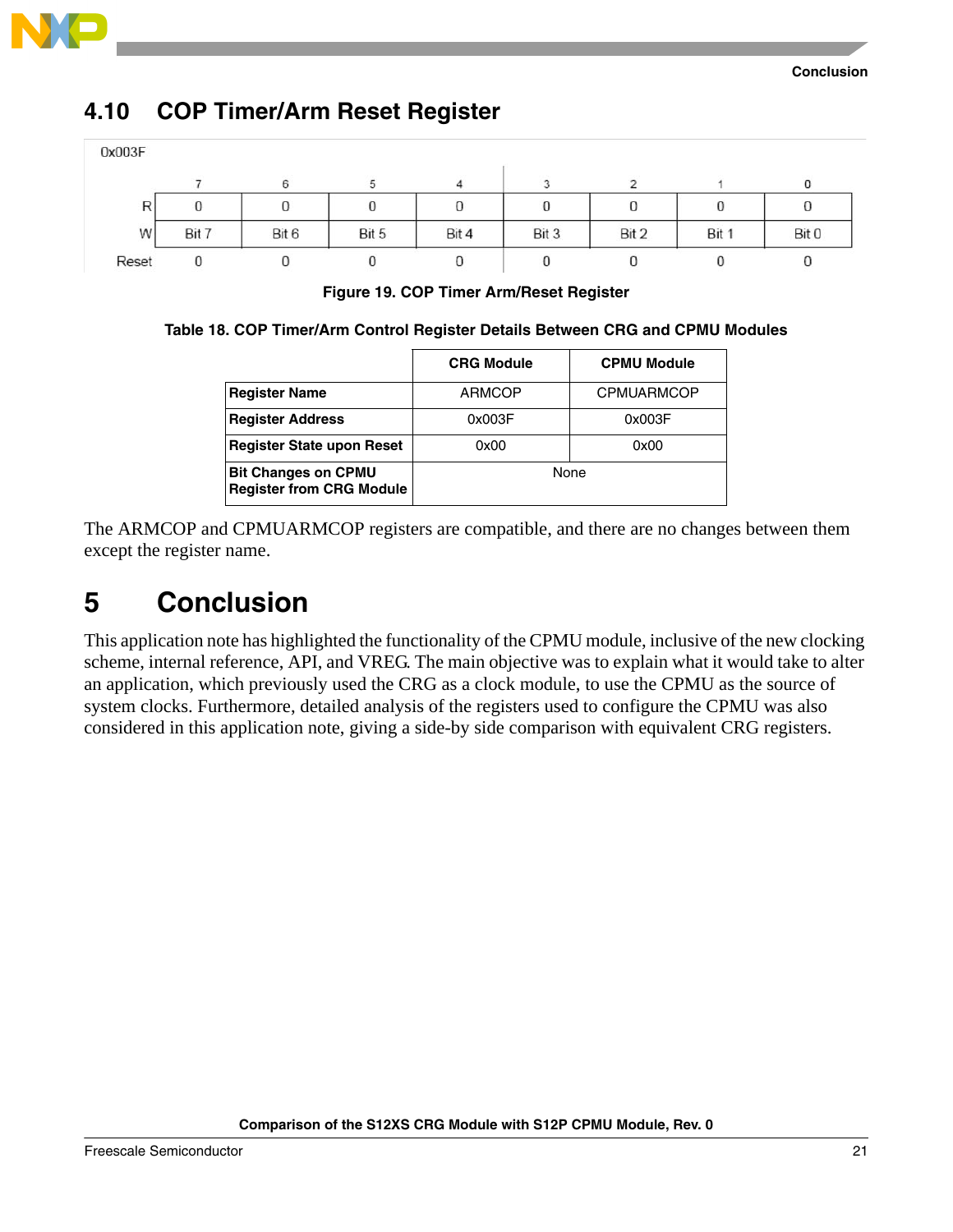## 4.10 COP Timer/Arm Reset Register

0x003F

| | 7 | 6 | 5 | 4 | 3 | 2 | 1 | 0 |
|---|---|---|---|---|---|---|---|---|
| R | 0 | 0 | 0 | 0 | 0 | 0 | 0 | 0 |
| W | Bit 7 | Bit 6 | Bit 5 | Bit 4 | Bit 3 | Bit 2 | Bit 1 | Bit 0 |
| Reset | 0 | 0 | 0 | 0 | 0 | 0 | 0 | 0 |

**Figure 19. COP Timer Arm/Reset Register**

**Table 18. COP Timer/Arm Control Register Details Between CRG and CPMU Modules**

| | CRG Module | CPMU Module |
|---|---|---|
| **Register Name** | ARMCOP | CPMUARMCOP |
| **Register Address** | 0x003F | 0x003F |
| **Register State upon Reset** | 0x00 | 0x00 |
| **Bit Changes on CPMU Register from CRG Module** | None | |

The ARMCOP and CPMUARMCOP registers are compatible, and there are no changes between them except the register name.

# 5 Conclusion

This application note has highlighted the functionality of the CPMU module, inclusive of the new clocking scheme, internal reference, API, and VREG. The main objective was to explain what it would take to alter an application, which previously used the CRG as a clock module, to use the CPMU as the source of system clocks. Furthermore, detailed analysis of the registers used to configure the CPMU was also considered in this application note, giving a side-by side comparison with equivalent CRG registers.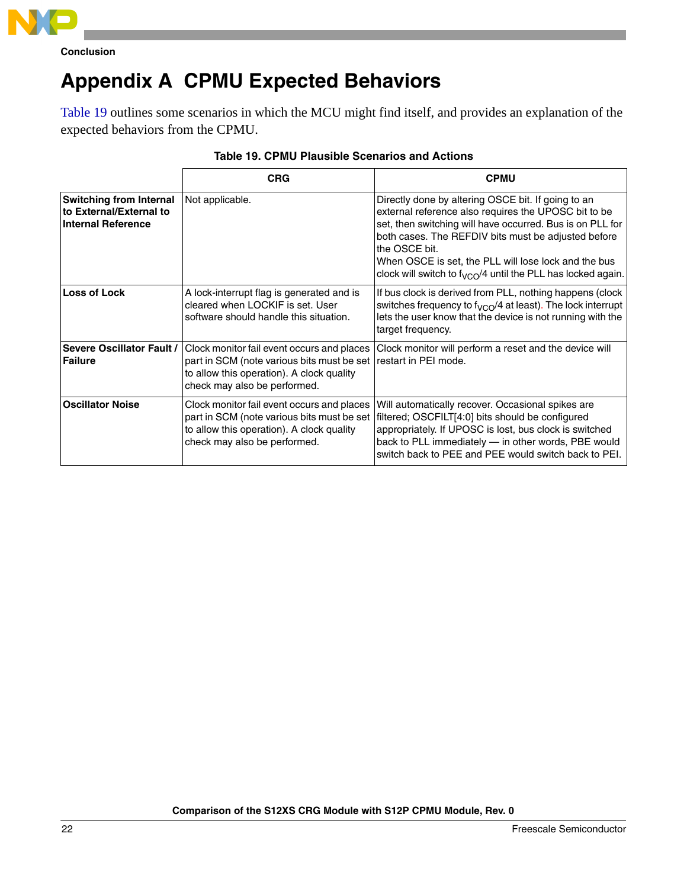# Appendix A CPMU Expected Behaviors

Table 19 outlines some scenarios in which the MCU might find itself, and provides an explanation of the expected behaviors from the CPMU.

**Table 19. CPMU Plausible Scenarios and Actions**

| | CRG | CPMU |
|---|---|---|
| **Switching from Internal to External/External to Internal Reference** | Not applicable. | Directly done by altering OSCE bit. If going to an external reference also requires the UPOSC bit to be set, then switching will have occurred. Bus is on PLL for both cases. The REFDIV bits must be adjusted before the OSCE bit.<br>When OSCE is set, the PLL will lose lock and the bus clock will switch to $f_{VCO}/4$ until the PLL has locked again. |
| **Loss of Lock** | A lock-interrupt flag is generated and is cleared when LOCKIF is set. User software should handle this situation. | If bus clock is derived from PLL, nothing happens (clock switches frequency to $f_{VCO}/4$ at least). The lock interrupt lets the user know that the device is not running with the target frequency. |
| **Severe Oscillator Fault / Failure** | Clock monitor fail event occurs and places part in SCM (note various bits must be set to allow this operation). A clock quality check may also be performed. | Clock monitor will perform a reset and the device will restart in PEI mode. |
| **Oscillator Noise** | Clock monitor fail event occurs and places part in SCM (note various bits must be set to allow this operation). A clock quality check may also be performed. | Will automatically recover. Occasional spikes are filtered; OSCFILT[4:0] bits should be configured appropriately. If UPOSC is lost, bus clock is switched back to PLL immediately — in other words, PBE would switch back to PEE and PEE would switch back to PEI. |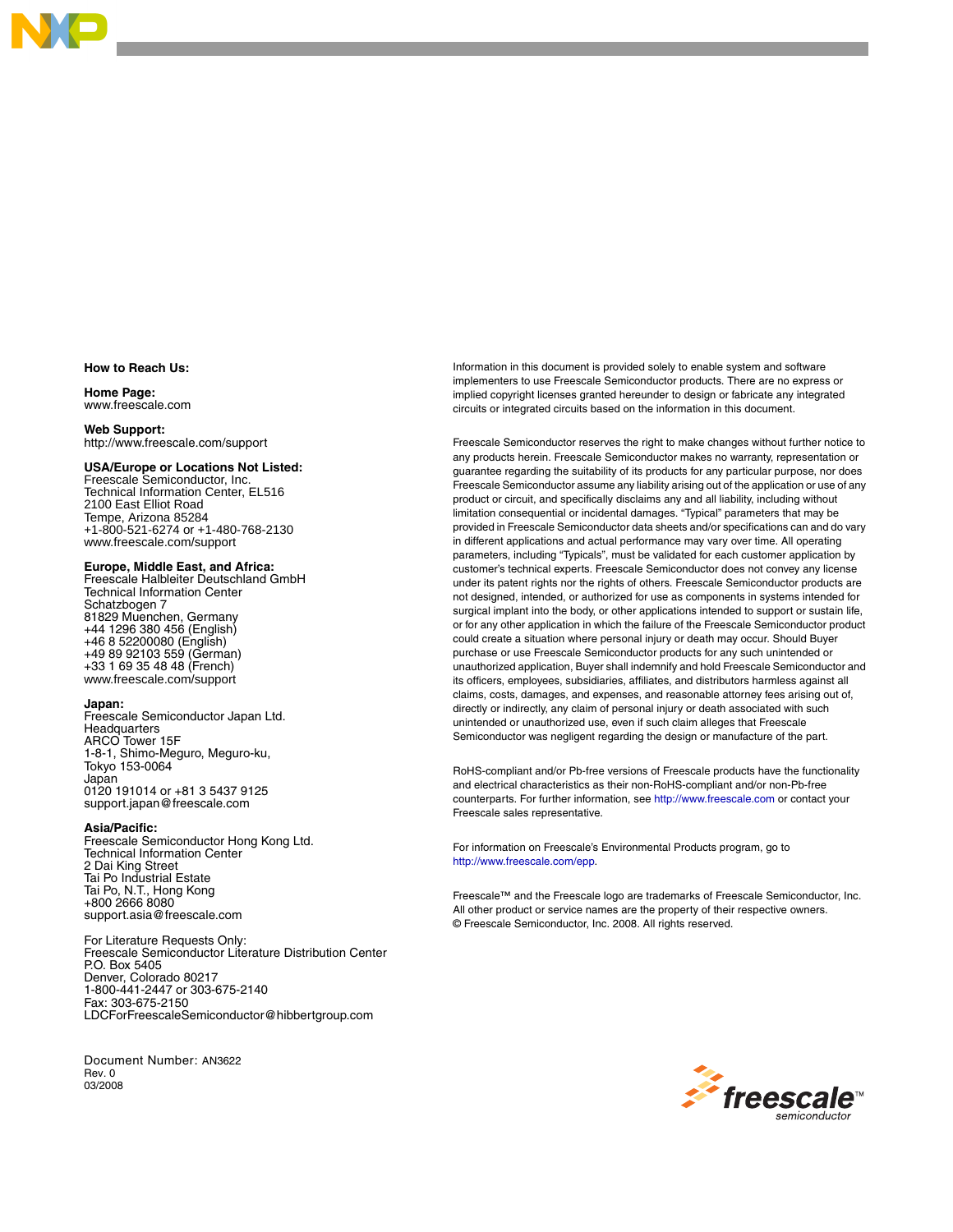**How to Reach Us:**

**Home Page:**
www.freescale.com

**Web Support:**
http://www.freescale.com/support

**USA/Europe or Locations Not Listed:**
Freescale Semiconductor, Inc.
Technical Information Center, EL516
2100 East Elliot Road
Tempe, Arizona 85284
+1-800-521-6274 or +1-480-768-2130
www.freescale.com/support

**Europe, Middle East, and Africa:**
Freescale Halbleiter Deutschland GmbH
Technical Information Center
Schatzbogen 7
81829 Muenchen, Germany
+44 1296 380 456 (English)
+46 8 52200080 (English)
+49 89 92103 559 (German)
+33 1 69 35 48 48 (French)
www.freescale.com/support

**Japan:**
Freescale Semiconductor Japan Ltd.
Headquarters
ARCO Tower 15F
1-8-1, Shimo-Meguro, Meguro-ku,
Tokyo 153-0064
Japan
0120 191014 or +81 3 5437 9125
support.japan@freescale.com

**Asia/Pacific:**
Freescale Semiconductor Hong Kong Ltd.
Technical Information Center
2 Dai King Street
Tai Po Industrial Estate
Tai Po, N.T., Hong Kong
+800 2666 8080
support.asia@freescale.com

For Literature Requests Only:
Freescale Semiconductor Literature Distribution Center
P.O. Box 5405
Denver, Colorado 80217
1-800-441-2447 or 303-675-2140
Fax: 303-675-2150
LDCForFreescaleSemiconductor@hibbertgroup.com

Information in this document is provided solely to enable system and software implementers to use Freescale Semiconductor products. There are no express or implied copyright licenses granted hereunder to design or fabricate any integrated circuits or integrated circuits based on the information in this document.

Freescale Semiconductor reserves the right to make changes without further notice to any products herein. Freescale Semiconductor makes no warranty, representation or guarantee regarding the suitability of its products for any particular purpose, nor does Freescale Semiconductor assume any liability arising out of the application or use of any product or circuit, and specifically disclaims any and all liability, including without limitation consequential or incidental damages. "Typical" parameters that may be provided in Freescale Semiconductor data sheets and/or specifications can and do vary in different applications and actual performance may vary over time. All operating parameters, including "Typicals", must be validated for each customer application by customer's technical experts. Freescale Semiconductor does not convey any license under its patent rights nor the rights of others. Freescale Semiconductor products are not designed, intended, or authorized for use as components in systems intended for surgical implant into the body, or other applications intended to support or sustain life, or for any other application in which the failure of the Freescale Semiconductor product could create a situation where personal injury or death may occur. Should Buyer purchase or use Freescale Semiconductor products for any such unintended or unauthorized application, Buyer shall indemnify and hold Freescale Semiconductor and its officers, employees, subsidiaries, affiliates, and distributors harmless against all claims, costs, damages, and expenses, and reasonable attorney fees arising out of, directly or indirectly, any claim of personal injury or death associated with such unintended or unauthorized use, even if such claim alleges that Freescale Semiconductor was negligent regarding the design or manufacture of the part.

RoHS-compliant and/or Pb-free versions of Freescale products have the functionality and electrical characteristics as their non-RoHS-compliant and/or non-Pb-free counterparts. For further information, see http://www.freescale.com or contact your Freescale sales representative.

For information on Freescale's Environmental Products program, go to http://www.freescale.com/epp.

Freescale™ and the Freescale logo are trademarks of Freescale Semiconductor, Inc. All other product or service names are the property of their respective owners.
© Freescale Semiconductor, Inc. 2008. All rights reserved.

Document Number: AN3622
Rev. 0
03/2008